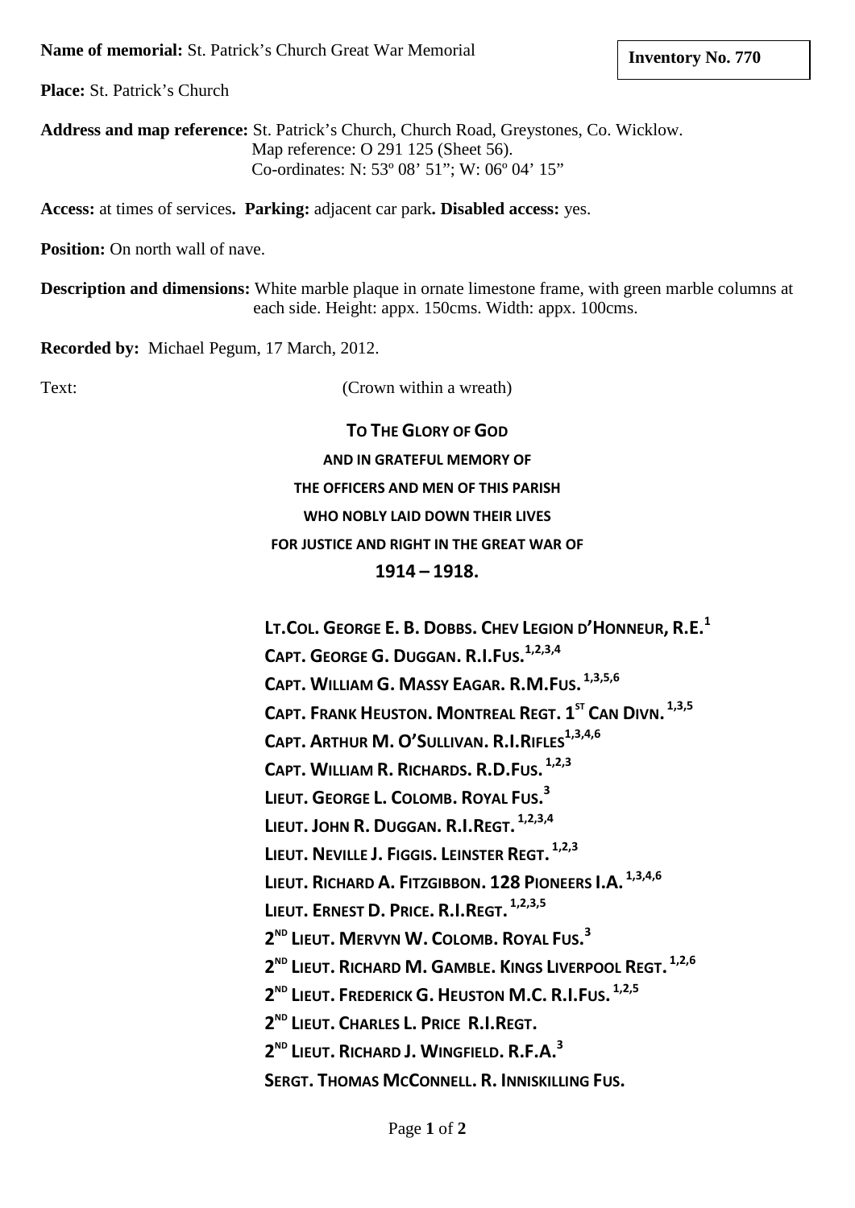**Name of memorial:** St. Patrick's Church Great War Memorial

**Inventory No. 770**

**Place:** St. Patrick's Church

**Address and map reference:** St. Patrick's Church, Church Road, Greystones, Co. Wicklow.
Map reference: O 291 125 (Sheet 56).
Co-ordinates: N: 53º 08' 51"; W: 06º 04' 15"

**Access:** at times of services**. Parking:** adjacent car park**. Disabled access:** yes.

**Position:** On north wall of nave.

**Description and dimensions:** White marble plaque in ornate limestone frame, with green marble columns at each side. Height: appx. 150cms. Width: appx. 100cms.

**Recorded by:** Michael Pegum, 17 March, 2012.

Text: (Crown within a wreath)

**TO THE GLORY OF GOD**
**AND IN GRATEFUL MEMORY OF**
**THE OFFICERS AND MEN OF THIS PARISH**
**WHO NOBLY LAID DOWN THEIR LIVES**
**FOR JUSTICE AND RIGHT IN THE GREAT WAR OF**
**1914 – 1918.**

**LT.COL. GEORGE E. B. DOBBS. CHEV LEGION D'HONNEUR, R.E.**[1]
**CAPT. GEORGE G. DUGGAN. R.I.FUS.**[1,2,3,4]
**CAPT. WILLIAM G. MASSY EAGAR. R.M.FUS.**[1,3,5,6]
**CAPT. FRANK HEUSTON. MONTREAL REGT. 1ST CAN DIVN.**[1,3,5]
**CAPT. ARTHUR M. O'SULLIVAN. R.I.RIFLES**[1,3,4,6]
**CAPT. WILLIAM R. RICHARDS. R.D.FUS.**[1,2,3]
**LIEUT. GEORGE L. COLOMB. ROYAL FUS.**[3]
**LIEUT. JOHN R. DUGGAN. R.I.REGT.**[1,2,3,4]
**LIEUT. NEVILLE J. FIGGIS. LEINSTER REGT.**[1,2,3]
**LIEUT. RICHARD A. FITZGIBBON. 128 PIONEERS I.A.**[1,3,4,6]
**LIEUT. ERNEST D. PRICE. R.I.REGT.**[1,2,3,5]
**2ND LIEUT. MERVYN W. COLOMB. ROYAL FUS.**[3]
**2ND LIEUT. RICHARD M. GAMBLE. KINGS LIVERPOOL REGT.**[1,2,6]
**2ND LIEUT. FREDERICK G. HEUSTON M.C. R.I.FUS.**[1,2,5]
**2ND LIEUT. CHARLES L. PRICE R.I.REGT.**
**2ND LIEUT. RICHARD J. WINGFIELD. R.F.A.**[3]
**SERGT. THOMAS MCCONNELL. R. INNISKILLING FUS.**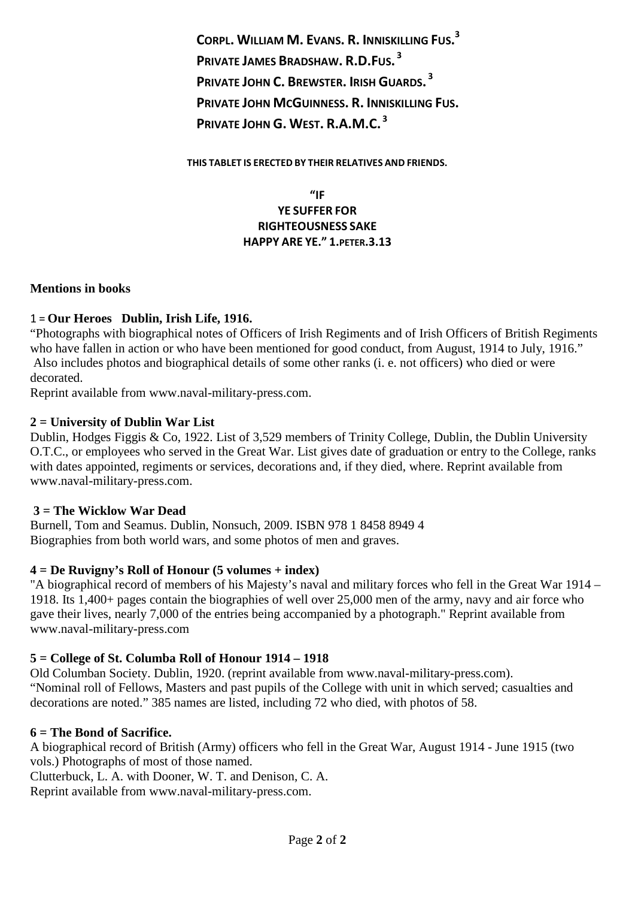**CORPL. WILLIAM M. EVANS. R. INNISKILLING FUS.[3]**

**PRIVATE JAMES BRADSHAW. R.D.FUS.[3]**

**PRIVATE JOHN C. BREWSTER. IRISH GUARDS.[3]**

**PRIVATE JOHN MCGUINNESS. R. INNISKILLING FUS.**

**PRIVATE JOHN G. WEST. R.A.M.C.[3]**

**THIS TABLET IS ERECTED BY THEIR RELATIVES AND FRIENDS.**

**"IF  
YE SUFFER FOR  
RIGHTEOUSNESS SAKE  
HAPPY ARE YE." 1.PETER.3.13**

**Mentions in books**

**1 = Our Heroes   Dublin, Irish Life, 1916.**

"Photographs with biographical notes of Officers of Irish Regiments and of Irish Officers of British Regiments who have fallen in action or who have been mentioned for good conduct, from August, 1914 to July, 1916." Also includes photos and biographical details of some other ranks (i. e. not officers) who died or were decorated.

Reprint available from www.naval-military-press.com.

**2 = University of Dublin War List**

Dublin, Hodges Figgis & Co, 1922. List of 3,529 members of Trinity College, Dublin, the Dublin University O.T.C., or employees who served in the Great War. List gives date of graduation or entry to the College, ranks with dates appointed, regiments or services, decorations and, if they died, where. Reprint available from www.naval-military-press.com.

**3 = The Wicklow War Dead**

Burnell, Tom and Seamus. Dublin, Nonsuch, 2009. ISBN 978 1 8458 8949 4

Biographies from both world wars, and some photos of men and graves.

**4 = De Ruvigny's Roll of Honour (5 volumes + index)**

"A biographical record of members of his Majesty's naval and military forces who fell in the Great War 1914 – 1918. Its 1,400+ pages contain the biographies of well over 25,000 men of the army, navy and air force who gave their lives, nearly 7,000 of the entries being accompanied by a photograph." Reprint available from www.naval-military-press.com

**5 = College of St. Columba Roll of Honour 1914 – 1918**

Old Columban Society. Dublin, 1920. (reprint available from www.naval-military-press.com).

"Nominal roll of Fellows, Masters and past pupils of the College with unit in which served; casualties and decorations are noted." 385 names are listed, including 72 who died, with photos of 58.

**6 = The Bond of Sacrifice.**

A biographical record of British (Army) officers who fell in the Great War, August 1914 - June 1915 (two vols.) Photographs of most of those named.

Clutterbuck, L. A. with Dooner, W. T. and Denison, C. A.

Reprint available from www.naval-military-press.com.